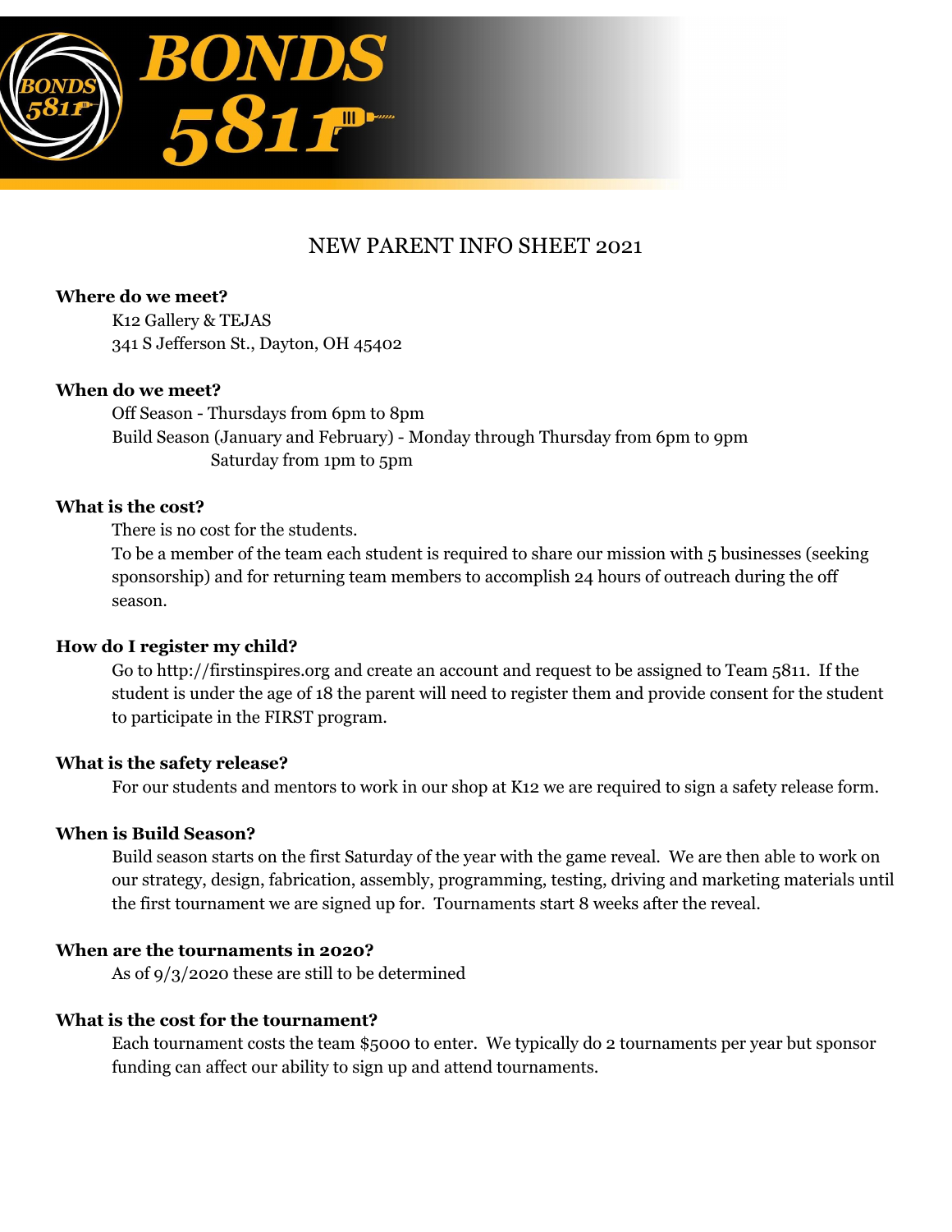# BONDS 5811

## NEW PARENT INFO SHEET 2021

**Where do we meet?**

K12 Gallery & TEJAS
341 S Jefferson St., Dayton, OH 45402

**When do we meet?**

Off Season - Thursdays from 6pm to 8pm
Build Season (January and February) - Monday through Thursday from 6pm to 9pm
Saturday from 1pm to 5pm

**What is the cost?**

There is no cost for the students.
To be a member of the team each student is required to share our mission with 5 businesses (seeking sponsorship) and for returning team members to accomplish 24 hours of outreach during the off season.

**How do I register my child?**

Go to http://firstinspires.org and create an account and request to be assigned to Team 5811. If the student is under the age of 18 the parent will need to register them and provide consent for the student to participate in the FIRST program.

**What is the safety release?**

For our students and mentors to work in our shop at K12 we are required to sign a safety release form.

**When is Build Season?**

Build season starts on the first Saturday of the year with the game reveal. We are then able to work on our strategy, design, fabrication, assembly, programming, testing, driving and marketing materials until the first tournament we are signed up for. Tournaments start 8 weeks after the reveal.

**When are the tournaments in 2020?**

As of 9/3/2020 these are still to be determined

**What is the cost for the tournament?**

Each tournament costs the team $5000 to enter. We typically do 2 tournaments per year but sponsor funding can affect our ability to sign up and attend tournaments.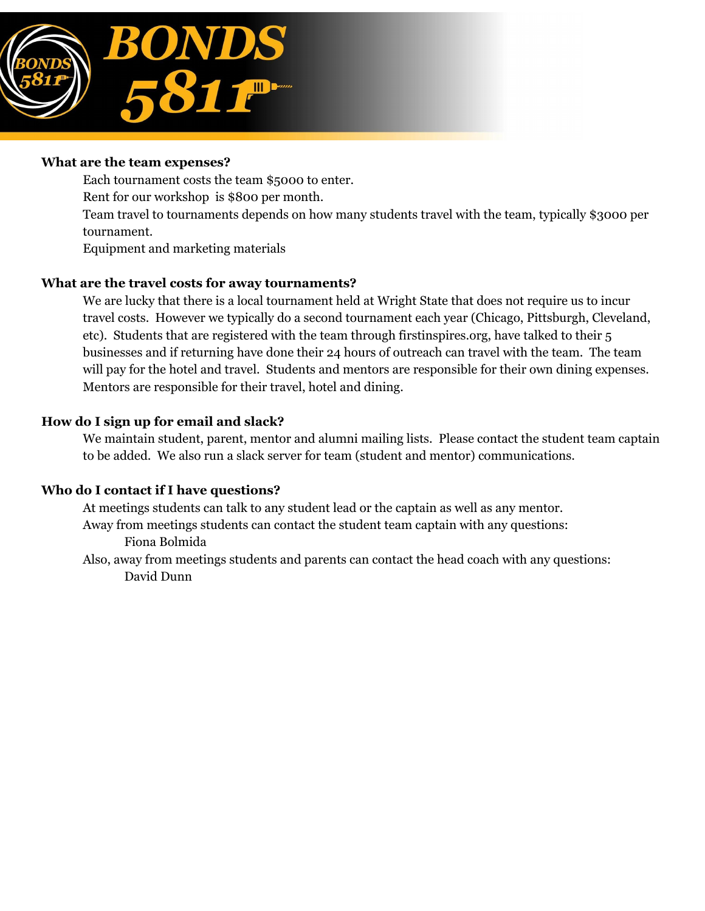**What are the team expenses?**

Each tournament costs the team $5000 to enter.

Rent for our workshop is $800 per month.

Team travel to tournaments depends on how many students travel with the team, typically $3000 per tournament.

Equipment and marketing materials

**What are the travel costs for away tournaments?**

We are lucky that there is a local tournament held at Wright State that does not require us to incur travel costs. However we typically do a second tournament each year (Chicago, Pittsburgh, Cleveland, etc). Students that are registered with the team through firstinspires.org, have talked to their 5 businesses and if returning have done their 24 hours of outreach can travel with the team. The team will pay for the hotel and travel. Students and mentors are responsible for their own dining expenses. Mentors are responsible for their travel, hotel and dining.

**How do I sign up for email and slack?**

We maintain student, parent, mentor and alumni mailing lists. Please contact the student team captain to be added. We also run a slack server for team (student and mentor) communications.

**Who do I contact if I have questions?**

At meetings students can talk to any student lead or the captain as well as any mentor.

Away from meetings students can contact the student team captain with any questions:

Fiona Bolmida

Also, away from meetings students and parents can contact the head coach with any questions:

David Dunn